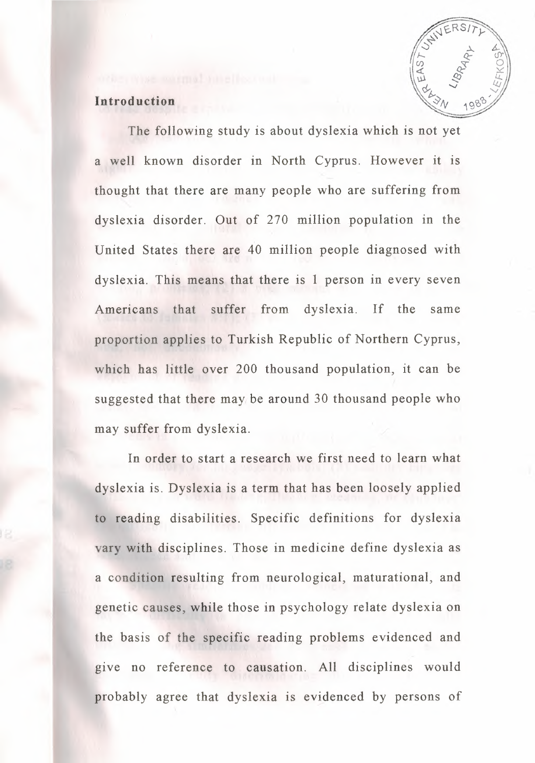## Introduction

The following study is about dyslexia which is not yet a well known disorder in North Cyprus. However it is thought that there are many people who are suffering from dyslexia disorder. Out of 270 million population in the United States there are 40 million people diagnosed with dyslexia. This means that there is 1 person in every seven Americans that suffer from dyslexia. If the same proportion applies to Turkish Republic of Northern Cyprus, which has little over 200 thousand population, it can be suggested that there may be around 30 thousand people who may suffer from dyslexia.

In order to start a research we first need to learn what dyslexia is. Dyslexia is a term that has been loosely applied to reading disabilities. Specific definitions for dyslexia vary with disciplines. Those in medicine define dyslexia as a condition resulting from neurological, maturational, and genetic causes, while those in psychology relate dyslexia on the basis of the specific reading problems evidenced and give no reference to causation. All disciplines would probably agree that dyslexia is evidenced by persons of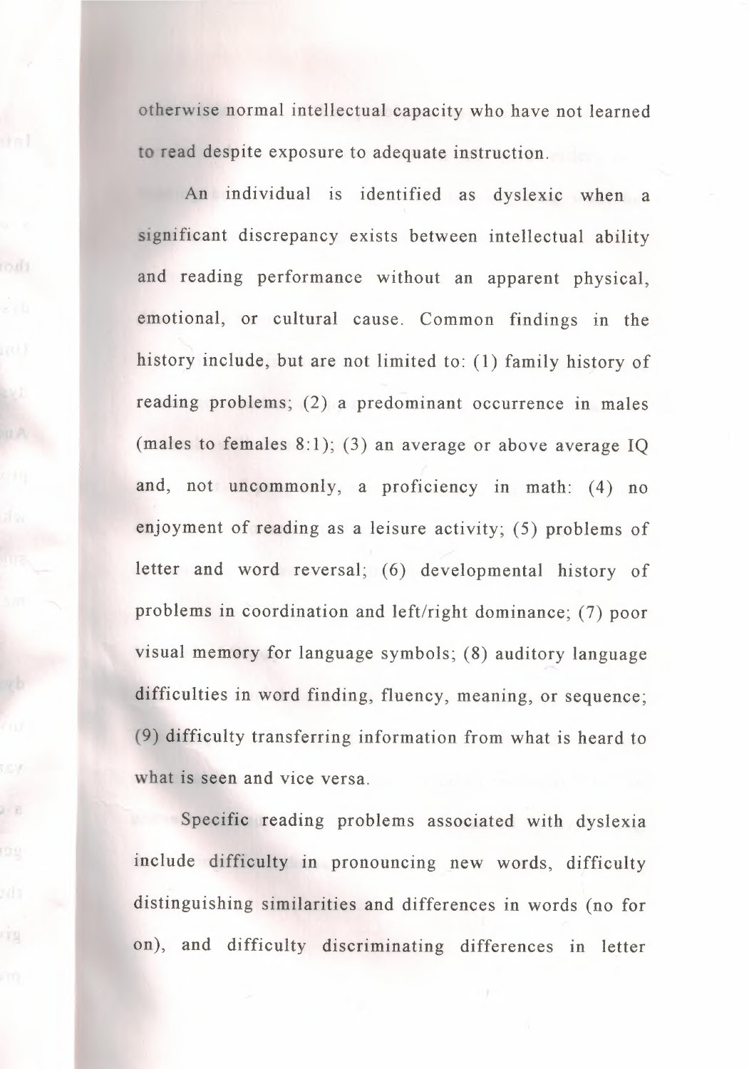otherwise normal intellectual capacity who have not learned to read despite exposure to adequate instruction.

An individual is identified as dyslexic when a significant discrepancy exists between intellectual ability and reading performance without an apparent physical, emotional, or cultural cause. Common findings in the history include, but are not limited to: (1) family history of reading problems; (2) a predominant occurrence in males (males to females 8:1); (3) an average or above average IQ and, not uncommonly, a proficiency in math: (4) no enjoyment of reading as a leisure activity; (5) problems of letter and word reversal; (6) developmental history of problems in coordination and left/right dominance; (7) poor visual memory for language symbols; (8) auditory language difficulties in word finding, fluency, meaning, or sequence; (9) difficulty transferring information from what is heard to what is seen and vice versa.

Specific reading problems associated with dyslexia include difficulty in pronouncing new words, difficulty distinguishing similarities and differences in words (no for on), and difficulty discriminating differences in letter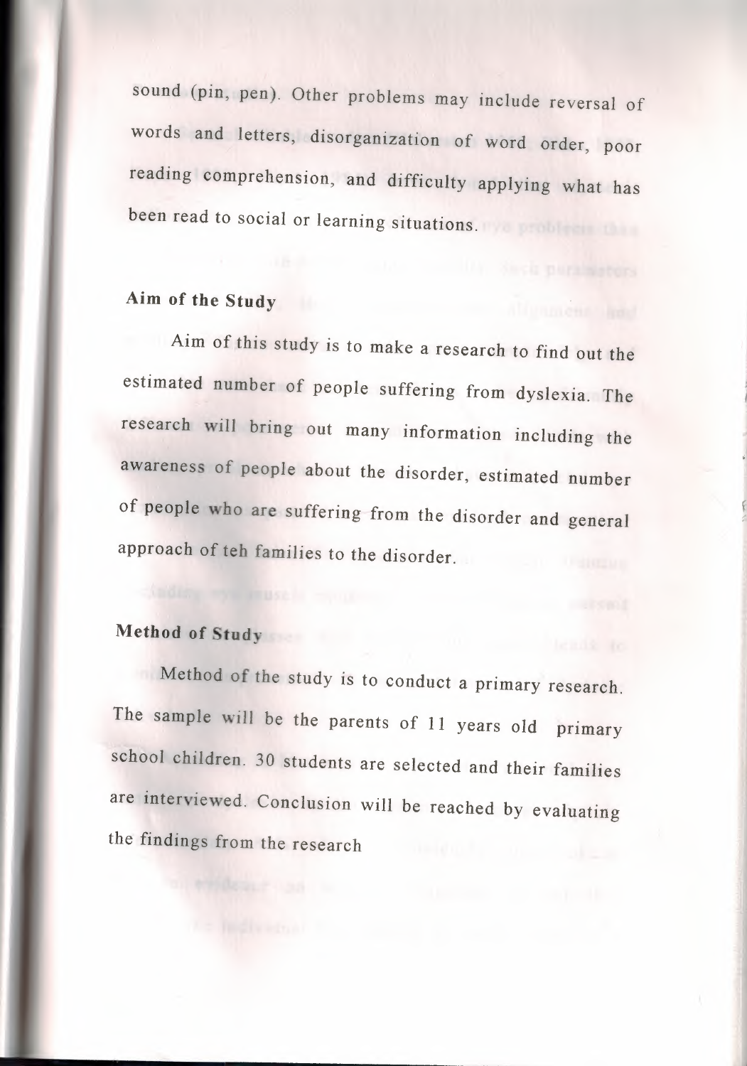sound (pin, pen). Other problems may include reversal of words and letters, disorganization of word order, poor reading comprehension, and difficulty applying what has been read to social or learning situations.

### Aim of the Study

Aim of this study is to make a research to find out the estimated number of people suffering from dyslexia. The research will bring out many information including the awareness of people about the disorder, estimated number of people who are suffering from the disorder and general approach of teh families to the disorder.

### Method of Study

Method of the study is to conduct a primary research. The sample will be the parents of 11 years old primary school children. 30 students are selected and their families are interviewed. Conclusion will be reached by evaluating the findings from the research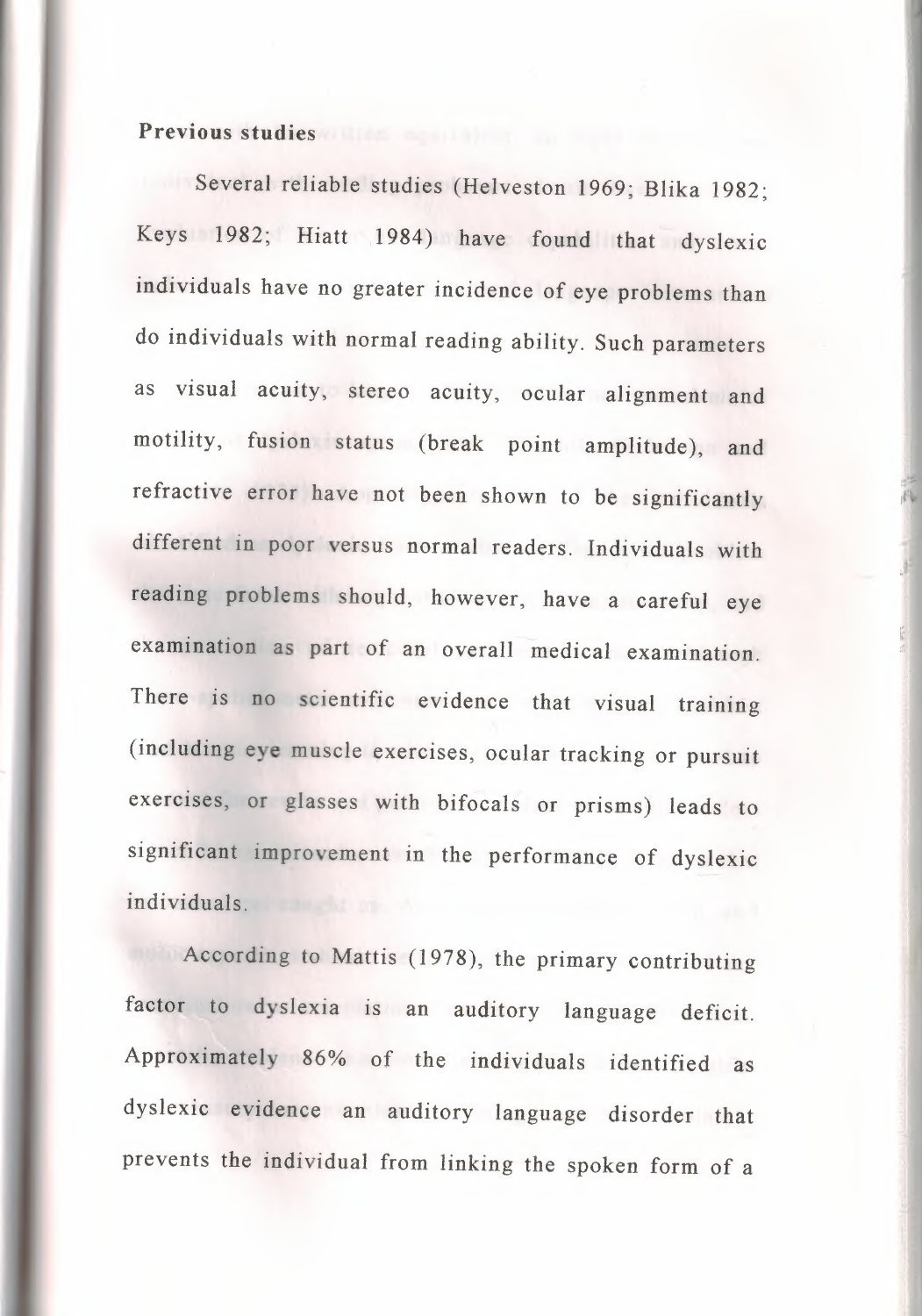**Previous studies**

Several reliable studies (Helveston 1969; Blika 1982; Keys 1982; Hiatt 1984) have found that dyslexic individuals have no greater incidence of eye problems than do individuals with normal reading ability. Such parameters as visual acuity, stereo acuity, ocular alignment and motility, fusion status (break point amplitude), and refractive error have not been shown to be significantly different in poor versus normal readers. Individuals with reading problems should, however, have a careful eye examination as part of an overall medical examination. There is no scientific evidence that visual training (including eye muscle exercises, ocular tracking or pursuit exercises, or glasses with bifocals or prisms) leads to significant improvement in the performance of dyslexic individuals.

According to Mattis (1978), the primary contributing factor to dyslexia is an auditory language deficit. Approximately 86% of the individuals identified as dyslexic evidence an auditory language disorder that prevents the individual from linking the spoken form of a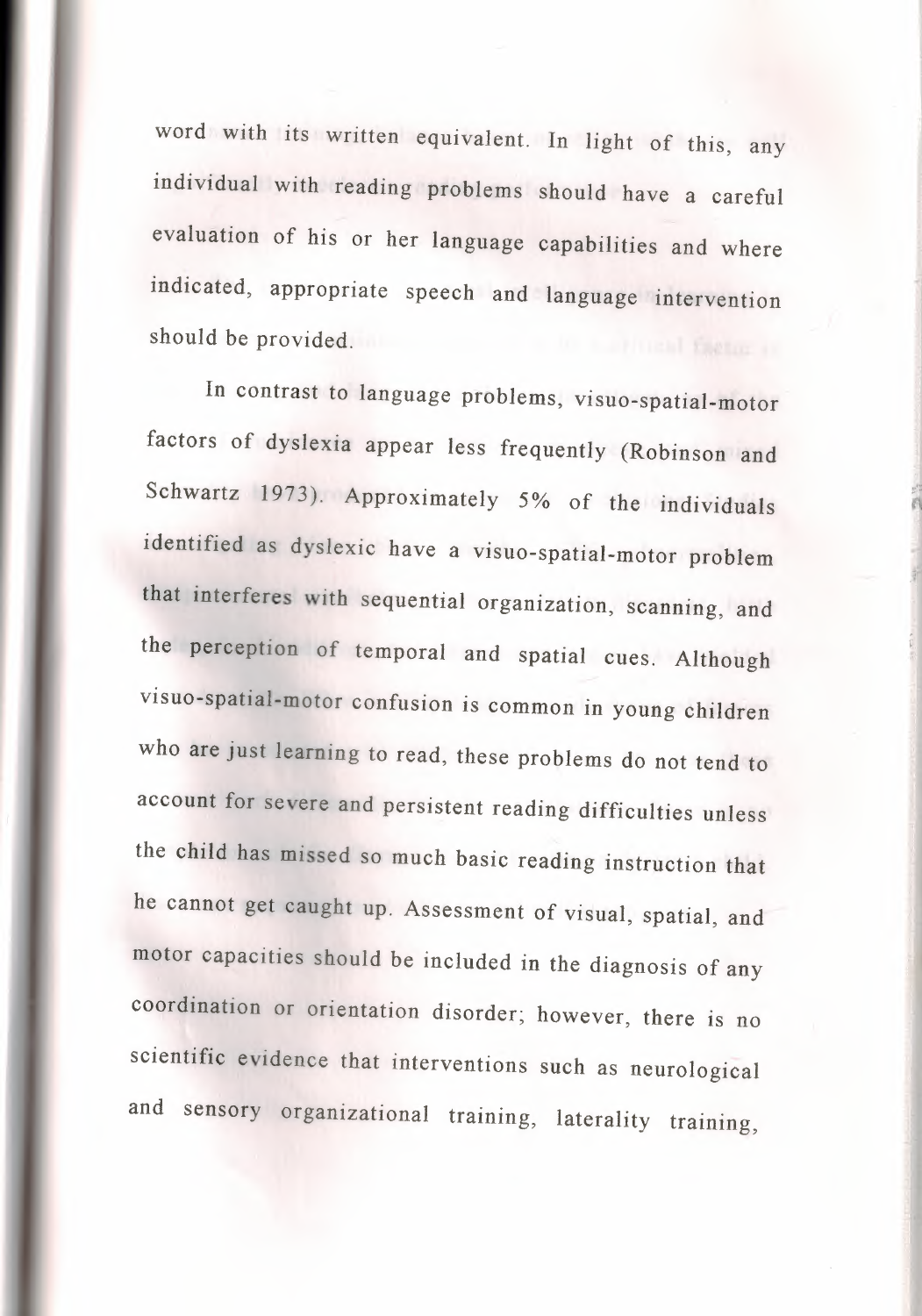word with its written equivalent. In light of this, any individual with reading problems should have a careful evaluation of his or her language capabilities and where indicated, appropriate speech and language intervention should be provided.

In contrast to language problems, visuo-spatial-motor factors of dyslexia appear less frequently (Robinson and Schwartz 1973). Approximately 5% of the individuals identified as dyslexic have a visuo-spatial-motor problem that interferes with sequential organization, scanning, and the perception of temporal and spatial cues. Although visuo-spatial-motor confusion is common in young children who are just learning to read, these problems do not tend to account for severe and persistent reading difficulties unless the child has missed so much basic reading instruction that he cannot get caught up. Assessment of visual, spatial, and motor capacities should be included in the diagnosis of any coordination or orientation disorder; however, there is no scientific evidence that interventions such as neurological and sensory organizational training, laterality training,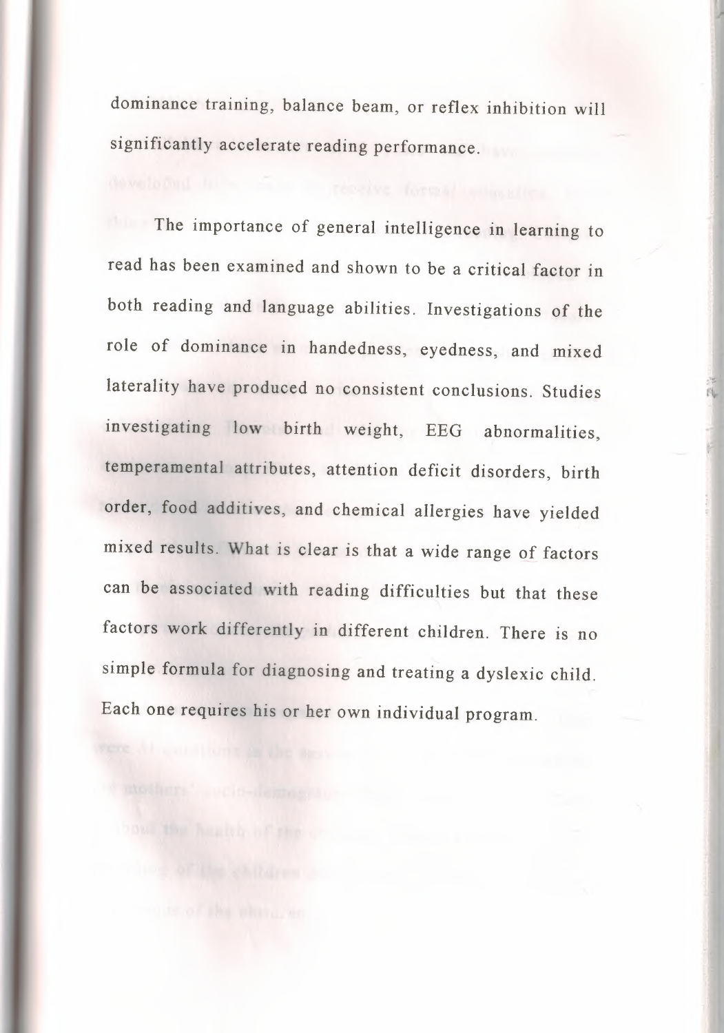dominance training, balance beam, or reflex inhibition will significantly accelerate reading performance.

The importance of general intelligence in learning to read has been examined and shown to be a critical factor in both reading and language abilities. Investigations of the role of dominance in handedness, eyedness, and mixed laterality have produced no consistent conclusions. Studies investigating low birth weight, EEG abnormalities, temperamental attributes, attention deficit disorders, birth order, food additives, and chemical allergies have yielded mixed results. What is clear is that a wide range of factors can be associated with reading difficulties but that these factors work differently in different children. There is no simple formula for diagnosing and treating a dyslexic child. Each one requires his or her own individual program.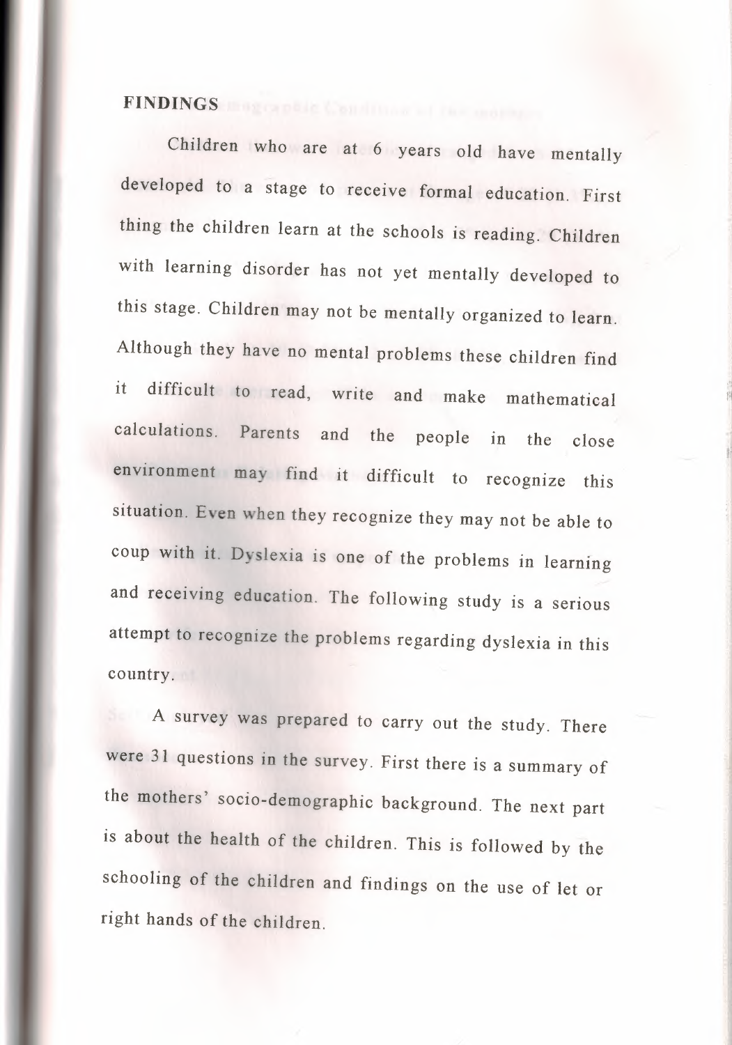**FINDINGS**

Children who are at 6 years old have mentally developed to a stage to receive formal education. First thing the children learn at the schools is reading. Children with learning disorder has not yet mentally developed to this stage. Children may not be mentally organized to learn. Although they have no mental problems these children find it difficult to read, write and make mathematical calculations. Parents and the people in the close environment may find it difficult to recognize this situation. Even when they recognize they may not be able to coup with it. Dyslexia is one of the problems in learning and receiving education. The following study is a serious attempt to recognize the problems regarding dyslexia in this country.

A survey was prepared to carry out the study. There were 31 questions in the survey. First there is a summary of the mothers' socio-demographic background. The next part is about the health of the children. This is followed by the schooling of the children and findings on the use of let or right hands of the children.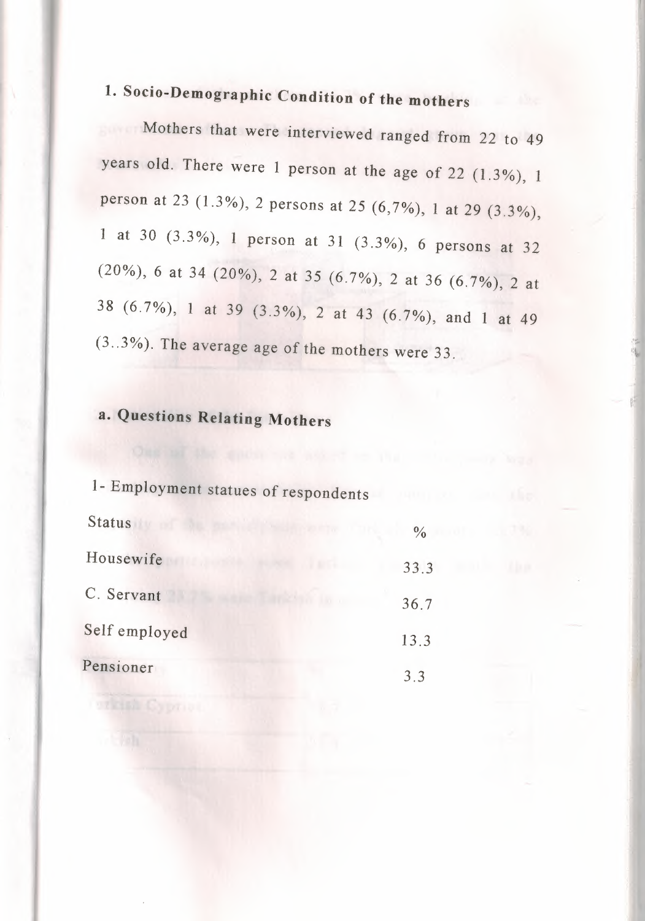## 1. Socio-Demographic Condition of the mothers

Mothers that were interviewed ranged from 22 to 49 years old. There were 1 person at the age of 22 (1.3%), 1 person at 23 (1.3%), 2 persons at 25 (6,7%), 1 at 29 (3.3%), 1 at 30 (3.3%), 1 person at 31 (3.3%), 6 persons at 32 (20%), 6 at 34 (20%), 2 at 35 (6.7%), 2 at 36 (6.7%), 2 at 38 (6.7%), 1 at 39 (3.3%), 2 at 43 (6.7%), and 1 at 49 (3..3%). The average age of the mothers were 33.

### a. Questions Relating Mothers

1- Employment statues of respondents

| Status | % |
|---|---|
| Housewife | 33.3 |
| C. Servant | 36.7 |
| Self employed | 13.3 |
| Pensioner | 3.3 |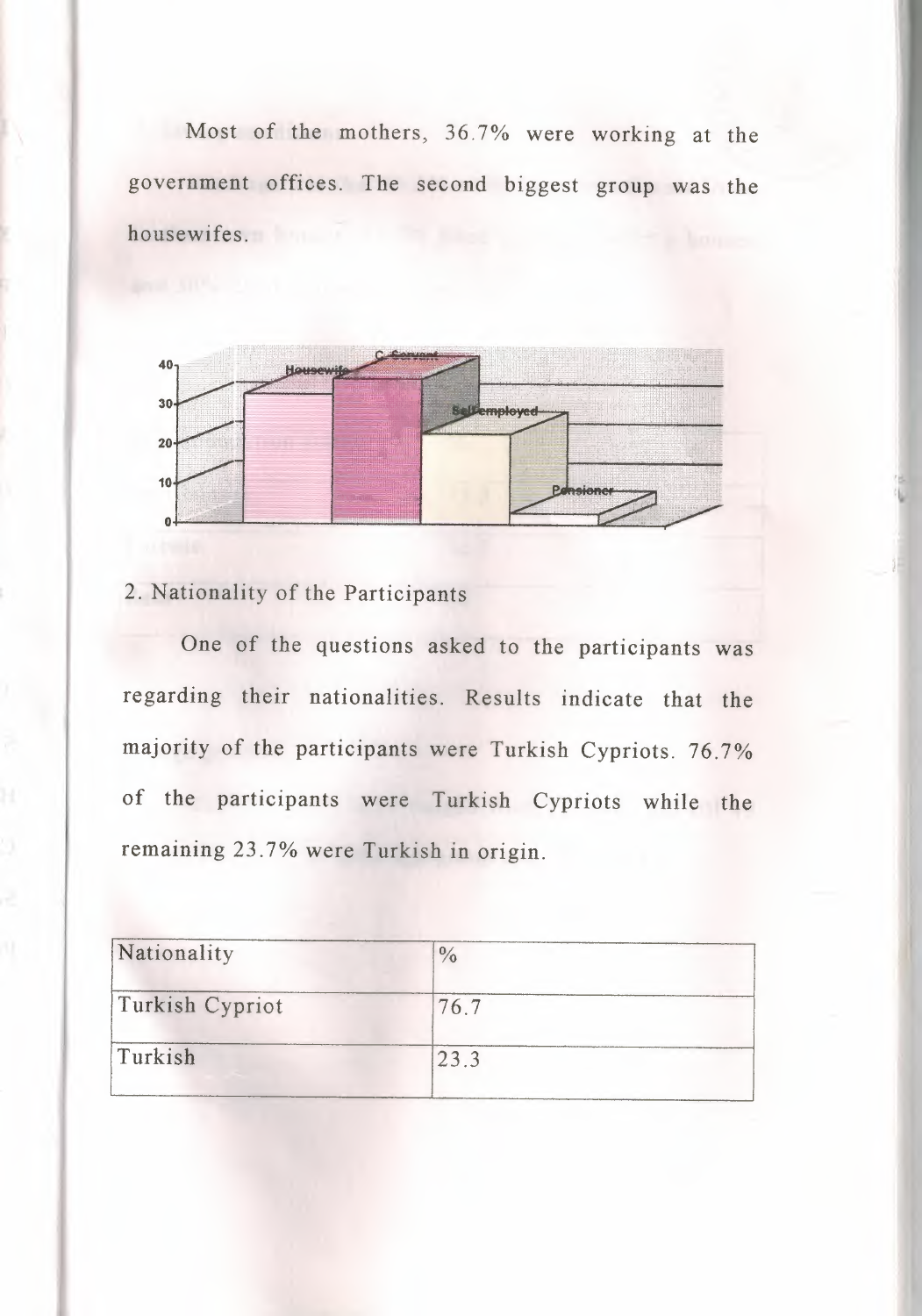Most of the mothers, 36.7% were working at the government offices. The second biggest group was the housewifes.

2. Nationality of the Participants

One of the questions asked to the participants was regarding their nationalities. Results indicate that the majority of the participants were Turkish Cypriots. 76.7% of the participants were Turkish Cypriots while the remaining 23.7% were Turkish in origin.

| Nationality | % |
|---|---|
| Turkish Cypriot | 76.7 |
| Turkish | 23.3 |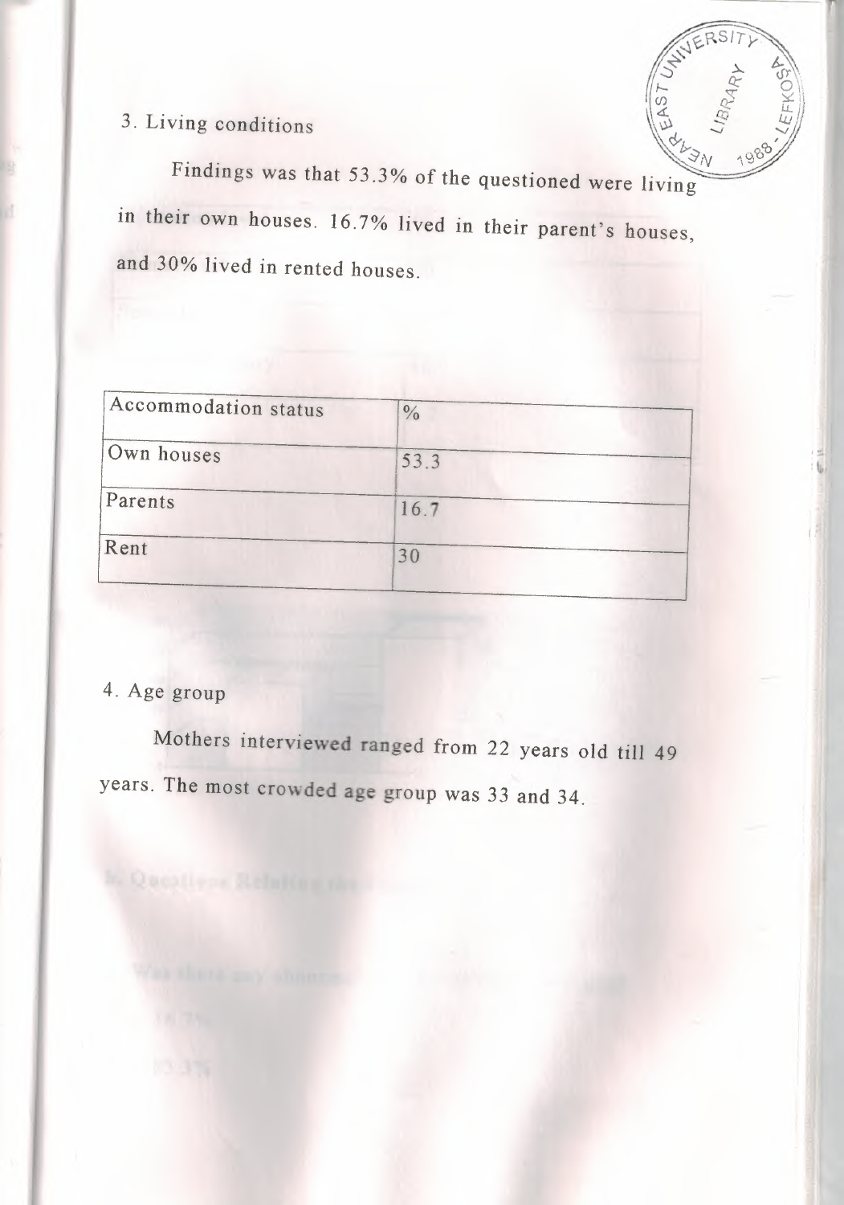3. Living conditions

Findings was that 53.3% of the questioned were living in their own houses. 16.7% lived in their parent's houses, and 30% lived in rented houses.

| Accommodation status | % |
|---|---|
| Own houses | 53.3 |
| Parents | 16.7 |
| Rent | 30 |

4. Age group

Mothers interviewed ranged from 22 years old till 49 years. The most crowded age group was 33 and 34.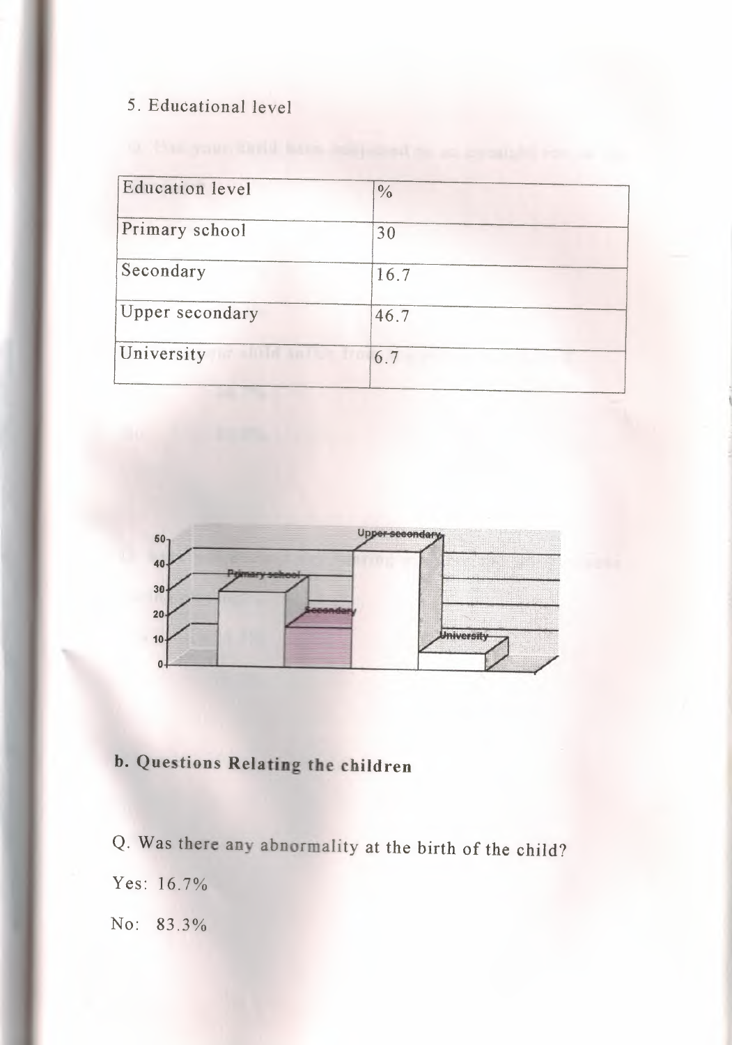5. Educational level

| Education level | % |
|---|---|
| Primary school | 30 |
| Secondary | 16.7 |
| Upper secondary | 46.7 |
| University | 6.7 |

## b. Questions Relating the children

Q. Was there any abnormality at the birth of the child?

Yes: 16.7%

No: 83.3%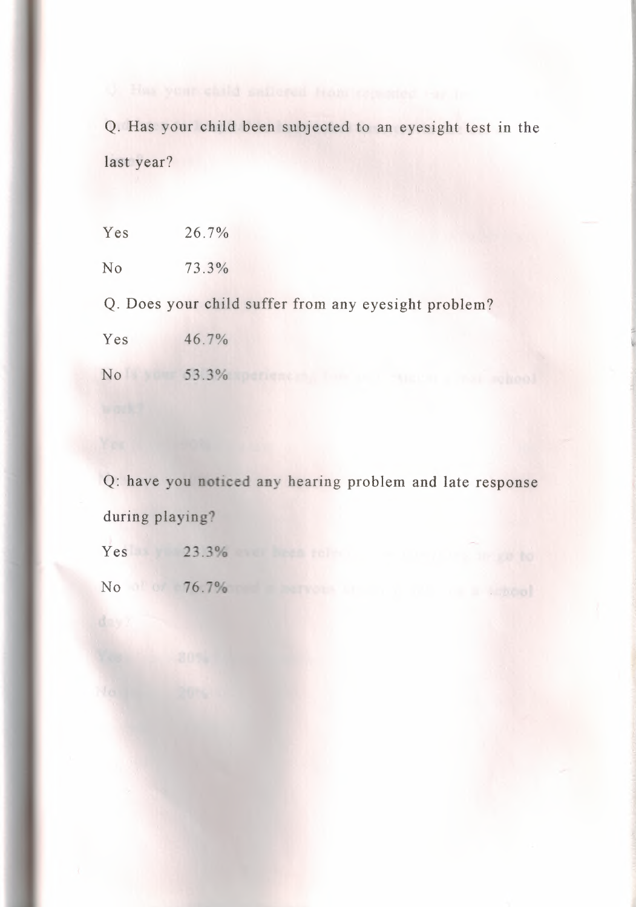Q. Has your child been subjected to an eyesight test in the last year?

Yes 26.7%

No 73.3%

Q. Does your child suffer from any eyesight problem?

Yes 46.7%

No 53.3%

Q: have you noticed any hearing problem and late response during playing?

Yes 23.3%

No 76.7%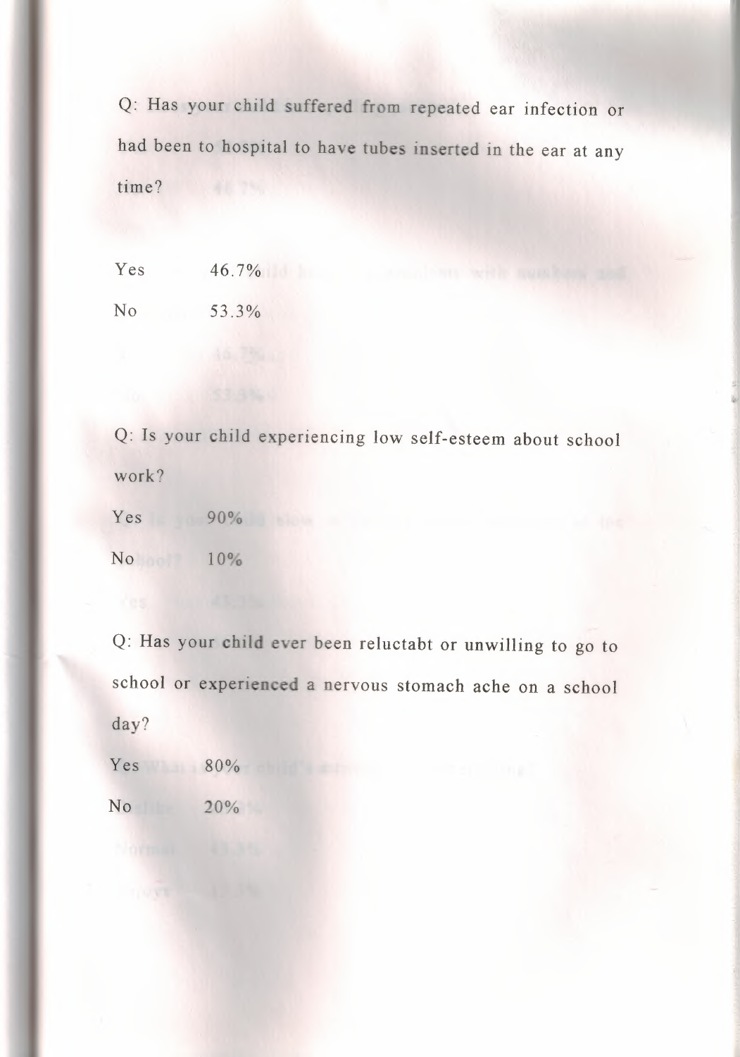Q: Has your child suffered from repeated ear infection or had been to hospital to have tubes inserted in the ear at any time?

Yes 46.7%

No 53.3%

Q: Is your child experiencing low self-esteem about school work?

Yes 90%

No 10%

Q: Has your child ever been reluctabt or unwilling to go to school or experienced a nervous stomach ache on a school day?

Yes 80%

No 20%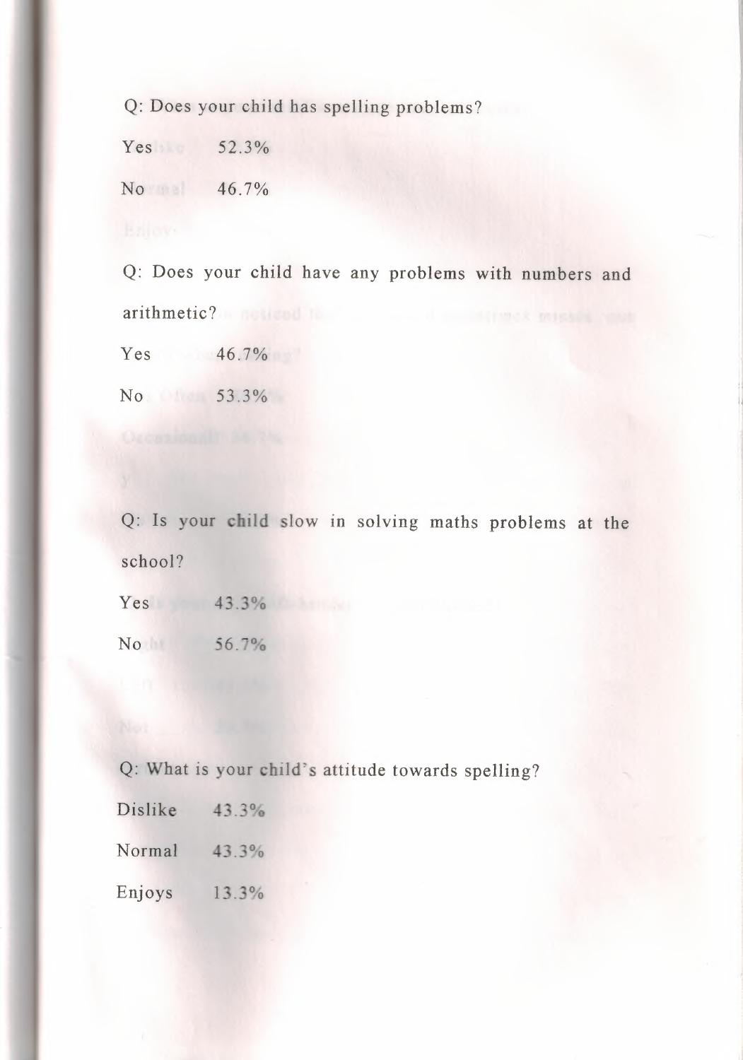Q: Does your child has spelling problems?

Yes 52.3%

No 46.7%

Q: Does your child have any problems with numbers and arithmetic?

Yes 46.7%

No 53.3%

Q: Is your child slow in solving maths problems at the school?

Yes 43.3%

No 56.7%

Q: What is your child's attitude towards spelling?

Dislike 43.3%

Normal 43.3%

Enjoys 13.3%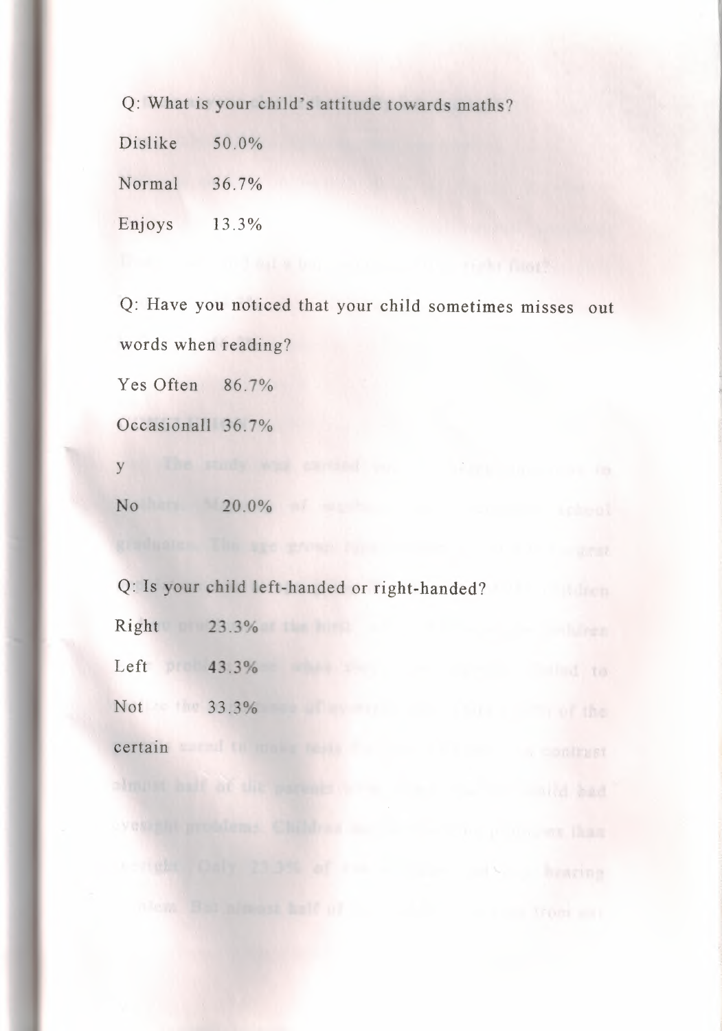Q: What is your child's attitude towards maths?

Dislike 50.0%

Normal 36.7%

Enjoys 13.3%

Q: Have you noticed that your child sometimes misses out words when reading?

Yes Often 86.7%

Occasionally 36.7%

No 20.0%

Q: Is your child left-handed or right-handed?

Right 23.3%

Left 43.3%

Not certain 33.3%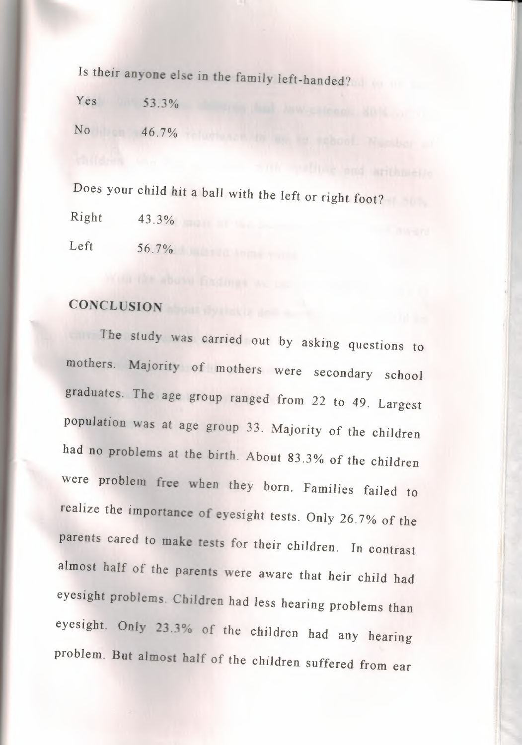Is their anyone else in the family left-handed?

| | |
|---|---|
| Yes | 53.3% |
| No | 46.7% |

Does your child hit a ball with the left or right foot?

| | |
|---|---|
| Right | 43.3% |
| Left | 56.7% |

## CONCLUSION

The study was carried out by asking questions to mothers. Majority of mothers were secondary school graduates. The age group ranged from 22 to 49. Largest population was at age group 33. Majority of the children had no problems at the birth. About 83.3% of the children were problem free when they born. Families failed to realize the importance of eyesight tests. Only 26.7% of the parents cared to make tests for their children. In contrast almost half of the parents were aware that heir child had eyesight problems. Children had less hearing problems than eyesight. Only 23.3% of the children had any hearing problem. But almost half of the children suffered from ear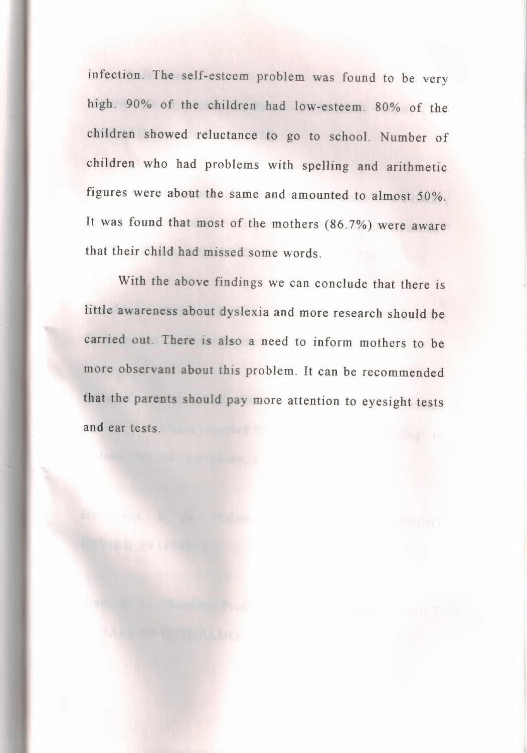infection. The self-esteem problem was found to be very high. 90% of the children had low-esteem. 80% of the children showed reluctance to go to school. Number of children who had problems with spelling and arithmetic figures were about the same and amounted to almost 50%. It was found that most of the mothers (86.7%) were aware that their child had missed some words.

With the above findings we can conclude that there is little awareness about dyslexia and more research should be carried out. There is also a need to inform mothers to be more observant about this problem. It can be recommended that the parents should pay more attention to eyesight tests and ear tests.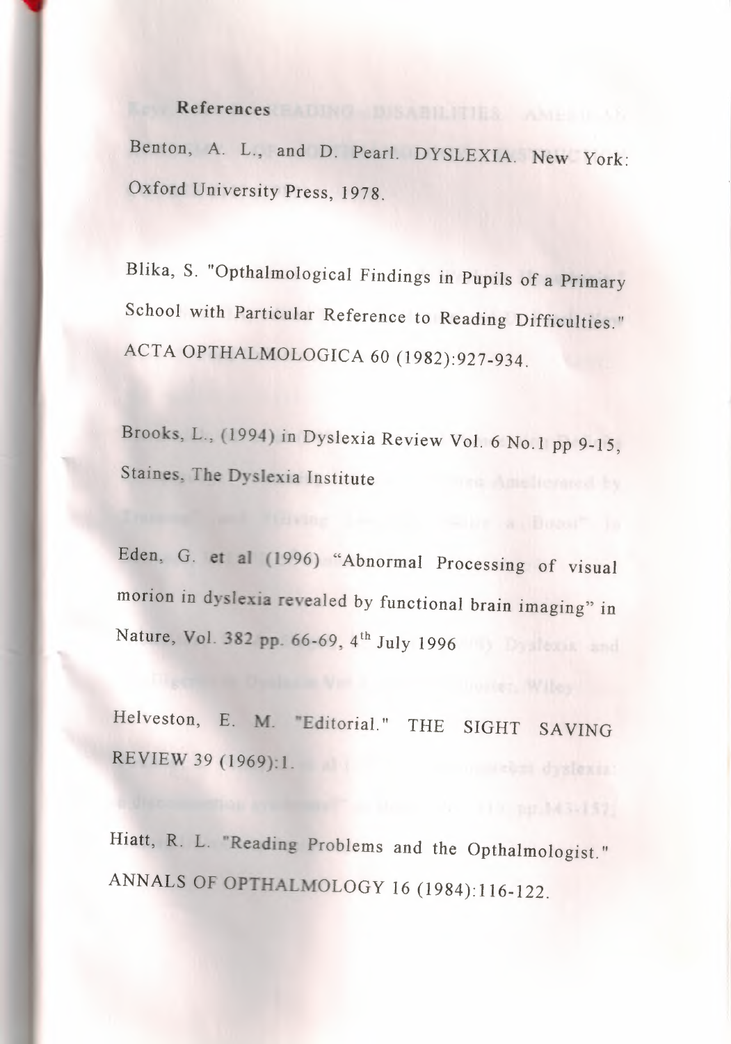## References

Benton, A. L., and D. Pearl. DYSLEXIA. New York: Oxford University Press, 1978.

Blika, S. "Opthalmological Findings in Pupils of a Primary School with Particular Reference to Reading Difficulties." ACTA OPTHALMOLOGICA 60 (1982):927-934.

Brooks, L., (1994) in Dyslexia Review Vol. 6 No.1 pp 9-15, Staines, The Dyslexia Institute

Eden, G. et al (1996) "Abnormal Processing of visual morion in dyslexia revealed by functional brain imaging" in Nature, Vol. 382 pp. 66-69, 4th July 1996

Helveston, E. M. "Editorial." THE SIGHT SAVING REVIEW 39 (1969):1.

Hiatt, R. L. "Reading Problems and the Opthalmologist." ANNALS OF OPTHALMOLOGY 16 (1984):116-122.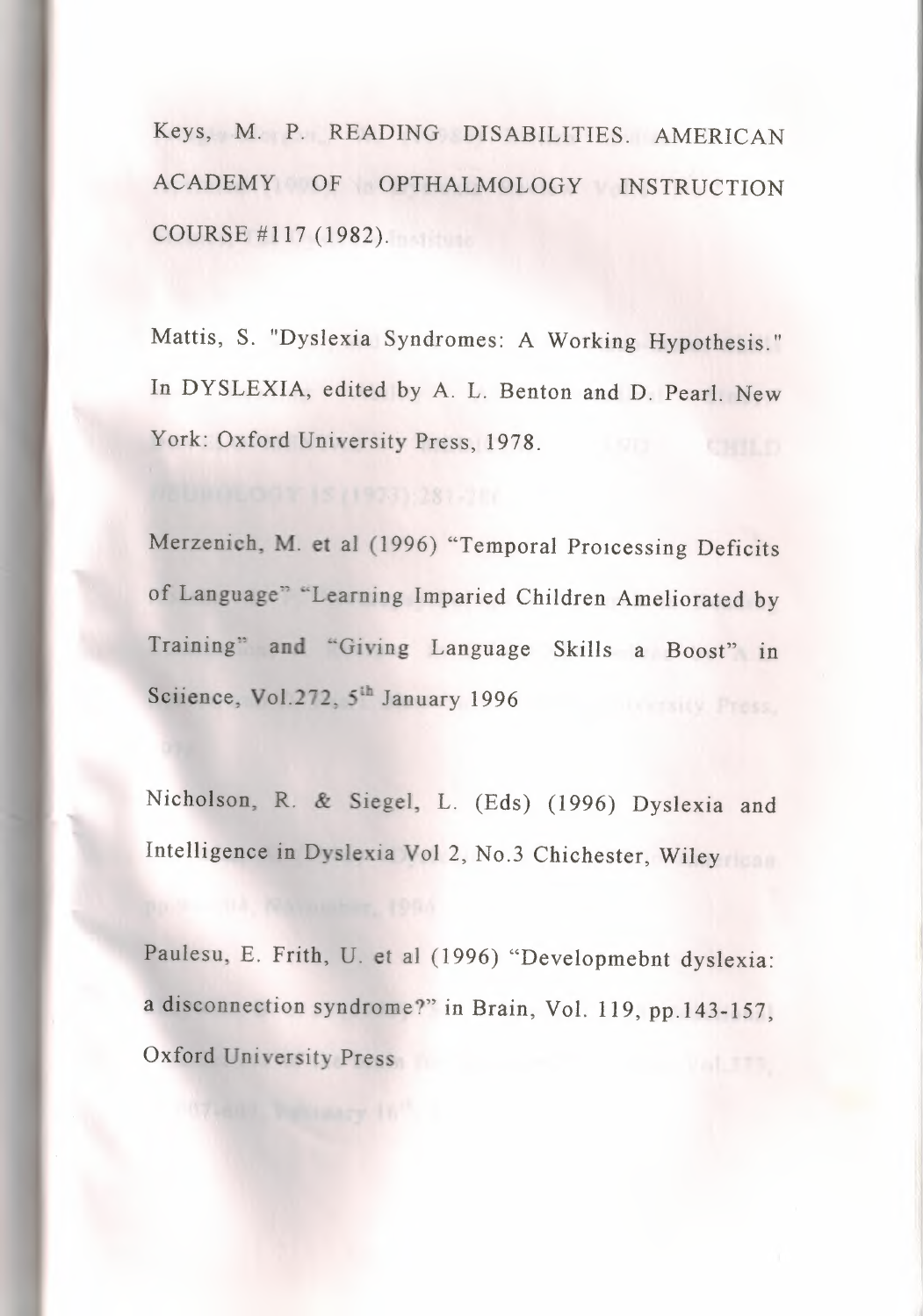Keys, M. P. READING DISABILITIES. AMERICAN ACADEMY OF OPTHALMOLOGY INSTRUCTION COURSE #117 (1982).

Mattis, S. "Dyslexia Syndromes: A Working Hypothesis." In DYSLEXIA, edited by A. L. Benton and D. Pearl. New York: Oxford University Press, 1978.

Merzenich, M. et al (1996) "Temporal Proıcessing Deficits of Language" "Learning Imparied Children Ameliorated by Training" and "Giving Language Skills a Boost" in Sciience, Vol.272, 5th January 1996

Nicholson, R. & Siegel, L. (Eds) (1996) Dyslexia and Intelligence in Dyslexia Vol 2, No.3 Chichester, Wiley

Paulesu, E. Frith, U. et al (1996) "Developmebnt dyslexia: a disconnection syndrome?" in Brain, Vol. 119, pp.143-157, Oxford University Press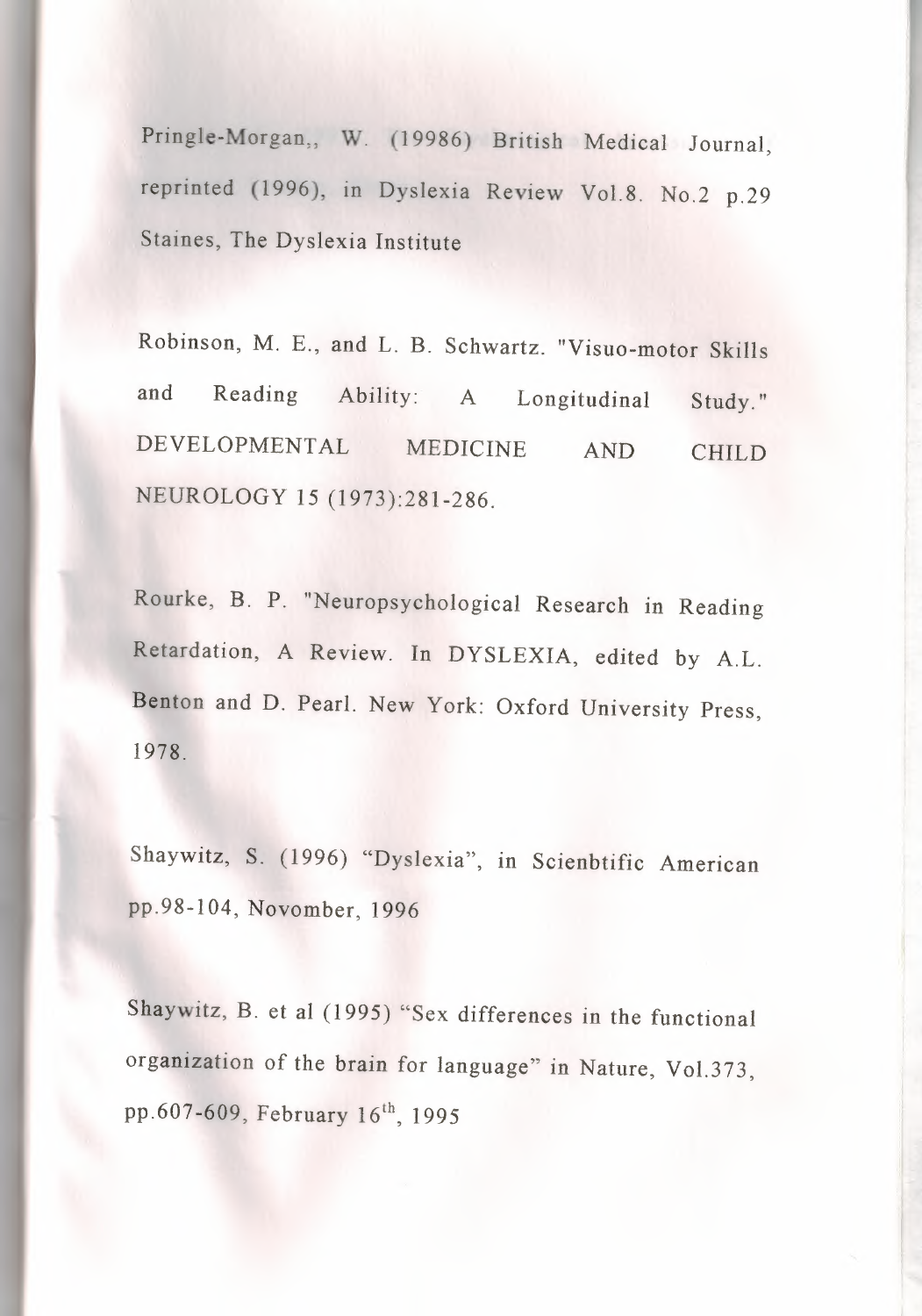Pringle-Morgan,, W. (19986) British Medical Journal, reprinted (1996), in Dyslexia Review Vol.8. No.2 p.29 Staines, The Dyslexia Institute

Robinson, M. E., and L. B. Schwartz. "Visuo-motor Skills and Reading Ability: A Longitudinal Study." DEVELOPMENTAL MEDICINE AND CHILD NEUROLOGY 15 (1973):281-286.

Rourke, B. P. "Neuropsychological Research in Reading Retardation, A Review. In DYSLEXIA, edited by A.L. Benton and D. Pearl. New York: Oxford University Press, 1978.

Shaywitz, S. (1996) "Dyslexia", in Scienbtific American pp.98-104, Novomber, 1996

Shaywitz, B. et al (1995) "Sex differences in the functional organization of the brain for language" in Nature, Vol.373, pp.607-609, February 16th, 1995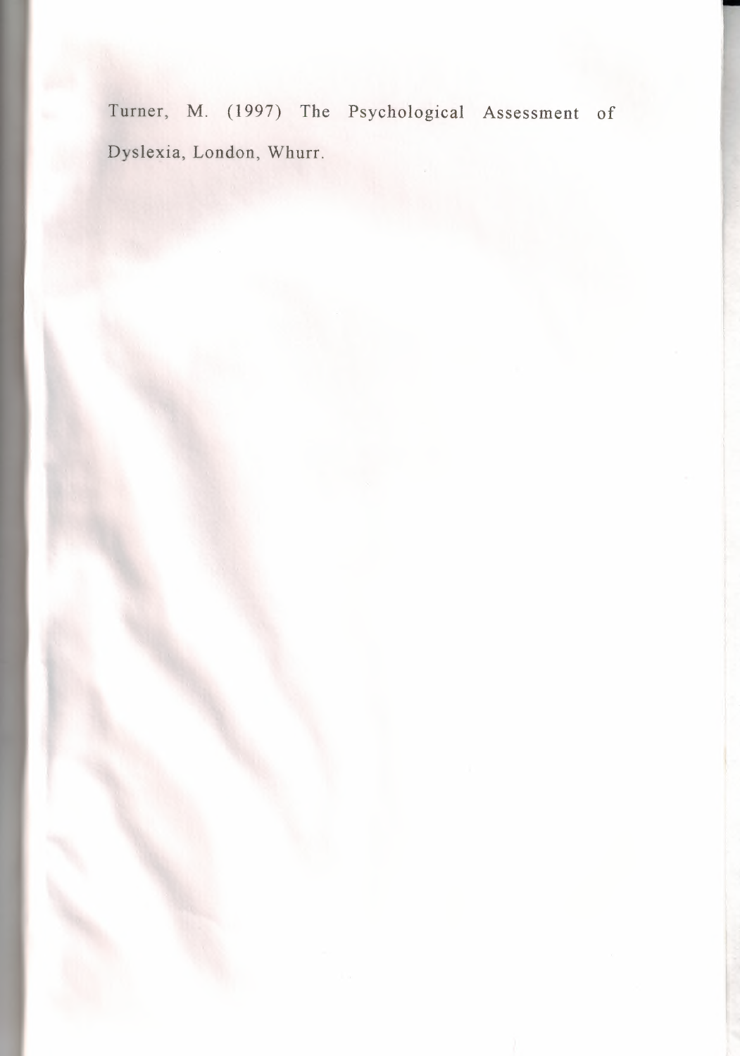Turner, M. (1997) The Psychological Assessment of Dyslexia, London, Whurr.